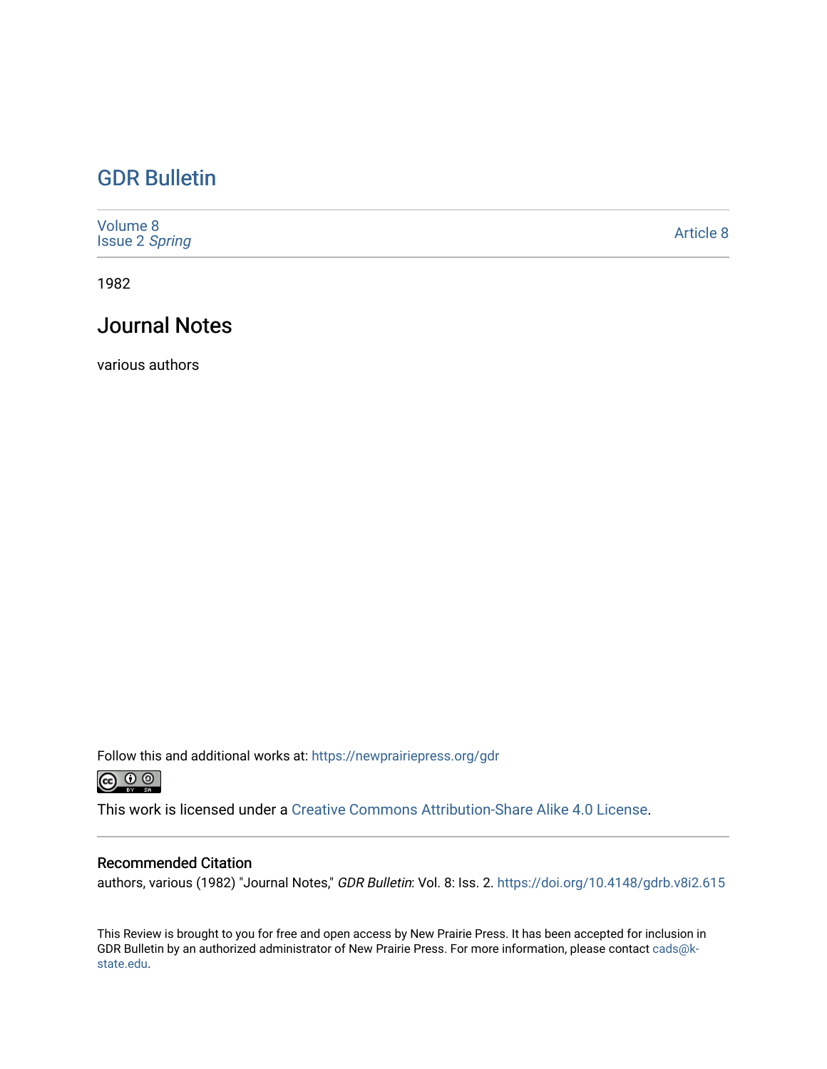# GDR Bulletin

Volume 8
Issue 2 *Spring*

Article 8

1982

## Journal Notes

various authors

Follow this and additional works at: https://newprairiepress.org/gdr

This work is licensed under a Creative Commons Attribution-Share Alike 4.0 License.

### Recommended Citation

authors, various (1982) "Journal Notes," *GDR Bulletin*: Vol. 8: Iss. 2. https://doi.org/10.4148/gdrb.v8i2.615

This Review is brought to you for free and open access by New Prairie Press. It has been accepted for inclusion in GDR Bulletin by an authorized administrator of New Prairie Press. For more information, please contact cads@k-state.edu.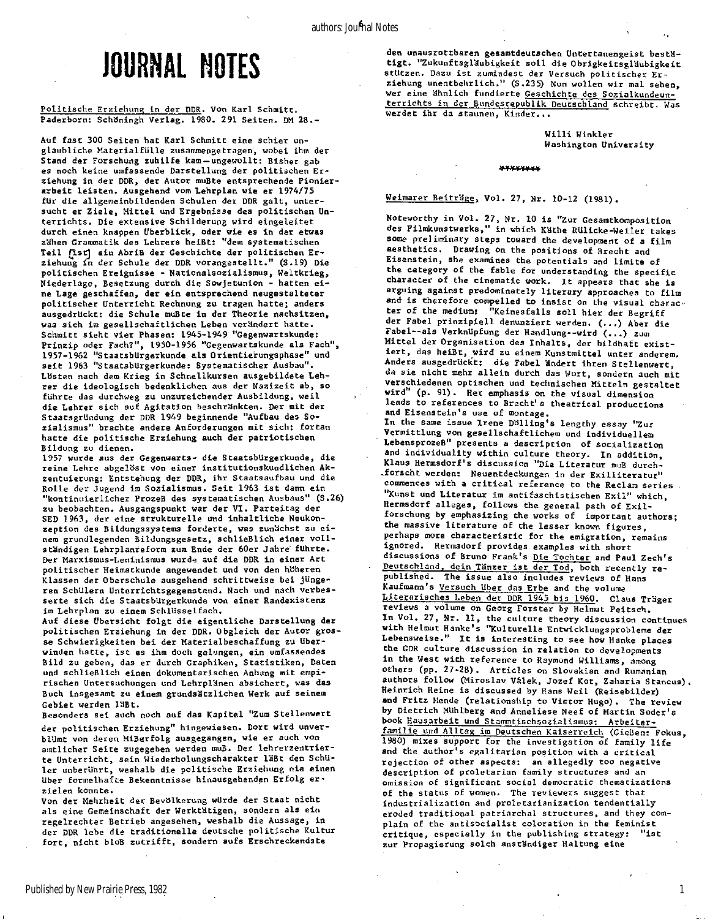# JOURNAL NOTES

Politische Erziehung in der DDR. Von Karl Schmitt. Paderborn: Schöningh Verlag. 1980. 291 Seiten. DM 28.-

Auf fast 300 Seiten hat Karl Schmitt eine schier unglaubliche Materialfülle zusammengetragen, wobei ihm der Stand der Forschung zuhilfe kam—ungewollt: Bisher gab es noch keine umfassende Darstellung der politischen Erziehung in der DDR, der Autor mußte entsprechende Pionierarbeit leisten. Ausgehend vom Lehrplan wie er 1974/75 für die allgemeinbildenden Schulen der DDR galt, untersucht er Ziele, Mittel und Ergebnisse des politischen Unterrichts. Die extensive Schilderung wird eingeleitet durch einen knappen Überblick, oder wie es in der etwas zähen Grammatik des Lehrers heißt: "dem systematischen Teil [ist] ein Abriß der Geschichte der politischen Erziehung in der Schule der DDR vorangestellt." (S.19) Die politischen Ereignisse - Nationalsozialismus, Weltkrieg, Niederlage, Besetzung durch die Sowjetunion - hatten eine Lage geschaffen, der ein entsprechend neugestalteter politischer Unterricht Rechnung zu tragen hatte; anders ausgedrückt: die Schule mußte in der Theorie nachsitzen, was sich im gesellschaftlichen Leben verändert hatte. Schmitt sieht vier Phasen: 1945-1949 "Gegenwartskunde: Prinzip oder Fach?", 1950-1956 "Gegenwartskunde als Fach", 1957-1962 "Staatsbürgerkunde als Orientierungsphase" und seit 1963 "Staatsbürgerkunde: Systematischer Ausbau". Lösten nach dem Krieg in Schnellkursen ausgebildete Lehrer die ideologisch bedenklichen aus der Nazizeit ab, so führte das durchweg zu unzureichender Ausbildung, weil die Lehrer sich auf Agitation beschränkten. Der mit der Staatsgründung der DDR 1949 beginnende "Aufbau des Sozialismus" brachte andere Anforderungen mit sich: fortan hatte die politische Erziehung auch der patriotischen Bildung zu dienen.

1957 wurde aus der Gegenwarts- die Staatsbürgerkunde, die reine Lehre abgelöst von einer institutionskundlichen Akzentuierung: Entstehung der DDR, ihr Staatsaufbau und die Rolle der Jugend im Sozialismus. Seit 1963 ist dann ein "kontinuierlicher Prozeß des systematischen Ausbaus" (S.26) zu beobachten. Ausgangspunkt war der VI. Parteitag der SED 1963, der eine strukturelle und inhaltliche Neukonzeption des Bildungssystems forderte, was zunächst zu einem grundlegenden Bildungsgesetz, schließlich einer vollständigen Lehrplanreform zum Ende der 60er Jahre führte. Der Marxismus-Leninismus wurde auf die DDR in einer Art politischer Heimatkunde angewendet und von den höheren Klassen der Oberschule ausgehend schrittweise bei jüngeren Schülern Unterrichtsgegenstand. Nach und nach verbesserte sich die Staatsbürgerkunde von einer Randexistenz im Lehrplan zu einem Schlüsselfach.

Auf diese Übersicht folgt die eigentliche Darstellung der politischen Erziehung in der DDR. Obgleich der Autor grosse Schwierigkeiten bei der Materialbeschaffung zu überwinden hatte, ist es ihm doch gelungen, ein umfassendes Bild zu geben, das er durch Graphiken, Statistiken, Daten und schließlich einen dokumentarischen Anhang mit empirischen Untersuchungen und Lehrplänen absichert, was das Buch insgesamt zu einem grundsätzlichen Werk auf seinem Gebiet werden läßt.

Besonders sei auch noch auf das Kapitel "Zum Stellenwert der politischen Erziehung" hingewiesen. Dort wird unverblümt von deren Mißerfolg ausgegangen, wie er auch von amtlicher Seite zugegeben werden muß. Der lehrerzentrierte Unterricht, sein Wiederholungscharakter läßt den Schüler unberührt, weshalb die politische Erziehung nie einen über formelhafte Bekenntnisse hinausgehenden Erfolg erzielen konnte.

Von der Mehrheit der Bevölkerung würde der Staat nicht als eine Gemeinschaft der Werktätigen, sondern als ein regelrechter Betrieb angesehen, weshalb die Aussage, in der DDR lebe die traditionelle deutsche politische Kultur fort, nicht bloß zutrifft, sondern aufs Erschreckendste den unausrottbaren gesamtdeutschen Untertanengeist bestätigt. "Zukunftsgläubigkeit soll die Obrigkeitsgläubigkeit stützen. Dazu ist zumindest der Versuch politischer Erziehung unentbehrlich." (S.235) Nun wollen wir mal sehen, wer eine ähnlich fundierte Geschichte des Sozialkundeunterrichts in der Bundesrepublik Deutschland schreibt. Was werdet ihr da staunen, Kinder...

Willi Winkler
Washington University

\*\*\*\*\*\*\*

Weimarer Beiträge, Vol. 27, Nr. 10-12 (1981).

Noteworthy in Vol. 27, Nr. 10 is "Zur Gesamtkomposition des Filmkunstwerks," in which Käthe Rülicke-Weiler takes some preliminary steps toward the development of a film aesthetics. Drawing on the positions of Brecht and Eisenstein, she examines the potentials and limits of the category of the fable for understanding the specific character of the cinematic work. It appears that she is arguing against predominately literary approaches to film and is therefore compelled to insist on the visual character of the medium: "Keinesfalls soll hier der Begriff der Fabel prinzipiell denunziert werden. (...) Aber die Fabel--als Verknüpfung der Handlung--wird (...) zum Mittel der Organisation des Inhalts, der bildhaft existiert, das heißt, wird zu einem Kunstmittel unter anderem. Anders ausgedrückt: die Fabel ändert ihren Stellenwert, da sie nicht mehr allein durch das Wort, sondern auch mit verschiedenen optischen und technischen Mitteln gestaltet wird" (p. 91). Her emphasis on the visual dimension leads to references to Brecht's theatrical productions and Eisenstein's use of montage.

In the same issue Irene Dölling's lengthy essay "Zur Vermittlung von gesellschaftlichem und individuellem Lebensprozeß" presents a description of socialization and individuality within culture theory. In addition, Klaus Hermsdorf's discussion "Die Literatur muß durchforscht werden: Neuentdeckungen in der Exilliteratur" commences with a critical reference to the Reclam series "Kunst und Literatur im antifaschistischen Exil" which, Hermsdorf alleges, follows the general path of Exilforschung by emphasizing the works of important authors; the massive literature of the lesser known figures, perhaps more characteristic for the emigration, remains ignored. Hermsdorf provides examples with short discussions of Bruno Frank's Die Tochter and Paul Zech's Deutschland, dein Tänzer ist der Tod, both recently republished. The issue also includes reviews of Hans Kaufmann's Versuch über das Erbe and the volume Literarisches Leben der DDR 1945 bis 1960. Claus Träger reviews a volume on Georg Forster by Helmut Peitsch.

In Vol. 27, Nr. 11, the culture theory discussion continues with Helmut Hanke's "Kulturelle Entwicklungsprobleme der Lebensweise." It is interesting to see how Hanke places the GDR culture discussion in relation to developments in the West with reference to Raymond Williams, among others (pp. 27-28). Articles on Slovakian and Rumanian authors follow (Miroslav Válek, Jozef Kot, Zaharia Stancu). Heinrich Heine is discussed by Hans Weil (Reisebilder) and Fritz Mende (relationship to Victor Hugo). The review by Dietrich Mühlberg and Anneliese Neef of Martin Soder's book Hausarbeit und Stammtischsozialismus: Arbeiterfamilie und Alltag im Deutschen Kaiserreich (Gießen: Fokus, 1980) mixes support for the investigation of family life and the author's egalitarian position with a critical rejection of other aspects: an allegedly too negative description of proletarian family structures and an omission of significant social democratic thematizations of the status of women. The reviewers suggest that industrialization and proletarianization tendentially eroded traditional patriarchal structures, and they complain of the antisocialist coloration in the feminist critique, especially in the publishing strategy: "ist zur Propagierung solch anständiger Haltung eine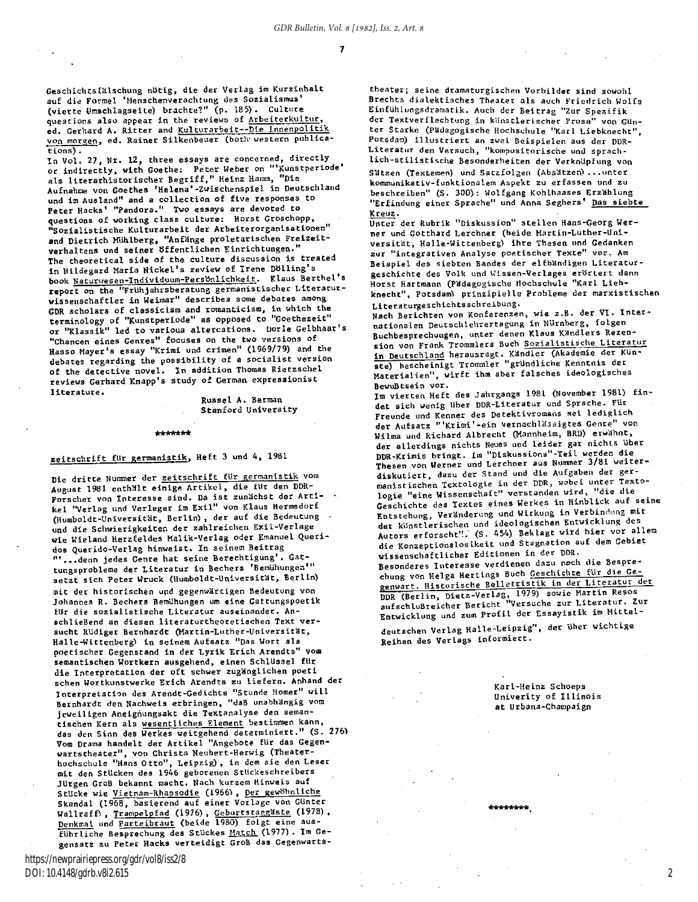Geschichtsfälschung nötig, die der Verlag im Kurzinhalt auf die Formel 'Menschenverachtung des Sozialismus' (vierte Umschlagseite) brachte?" (p. 185). Culture questions also appear in the reviews of Arbeiterkultur, ed. Gerhard A. Ritter and Kulturarbeit--Die Innenpolitik von morgen, ed. Rainer Silkenbeuer (both western publications).

In Vol. 27, Nr. 12, three essays are concerned, directly or indirectly, with Goethe: Peter Weber on "'Kunstperiode' als literarhistorischer Begriff," Heinz Hamm, "Die Aufnahme von Goethes 'Helena'-Zwischenspiel in Deutschland und im Ausland" and a collection of five responses to Peter Hacks' "Pandora." Two essays are devoted to questions of working class culture: Horst Groschopp, "Sozialistische Kulturarbeit der Arbeiterorganisationen" and Dietrich Mühlberg, "Anfänge proletarischen Freizeitverhaltens und seiner öffentlichen Einrichtungen." The theoretical side of the culture discussion is treated in Hildegard Maria Nickel's review of Irene Dölling's book Naturwesen-Individuum-Persönlichkeit. Klaus Berthel's report on the "Frühjahrsberatung germanistischer Literaturwissenschaftler in Weimar" describes some debates among GDR scholars of classicism and romanticism, in which the terminology of "Kunstperiode" as opposed to "Goethezeit" or "Klassik" led to various altercations. Dorle Gelbhaar's "Chancen eines Genres" focuses on the two versions of Hasso Mayer's essay "Krimi und crimen" (1969/79) and the debates regarding the possibility of a socialist version of the detective novel. In addition Thomas Rietzschel reviews Gerhard Knapp's study of German expressionist literature.

Russel A. Berman
Stanford University

*******

## zeitschrift für germanistik, Heft 3 und 4, 1981

Die dritte Nummer der zeitschrift für germanistik vom August 1981 enthält einige Artikel, die für den DDR-Forscher von Interesse sind. Da ist zunächst der Artikel "Verlag und Verleger im Exil" von Klaus Hermsdorf (Humboldt-Universität, Berlin), der auf die Bedeutung und die Schwierigkeiten der zahlreichen Exil-Verlage wie Wieland Herzfeldes Malik-Verlag oder Emanuel Queridos Querido-Verlag hinweist. In seinem Beitrag "'...denn jedes Genre hat seine Berechtigung'. Gattungsprobleme der Literatur in Bechers 'Bemühungen'" setzt sich Peter Wruck (Humboldt-Universität, Berlin) mit der historischen und gegenwärtigen Bedeutung von Johannes R. Bechers Bemühungen um eine Gattungspoetik für die sozialistische Literatur auseinander. Anschließend an diesen literaturtheoretischen Text versucht Rüdiger Bernhardt (Martin-Luther-Universität, Halle-Wittenberg) in seinem Aufsatz "Das Wort als poetischer Gegenstand in der Lyrik Erich Arendts" vom semantischen Wortkern ausgehend, einen Schlüssel für die Interpretation der oft schwer zugänglichen poetischen Wortkunstwerke Erich Arendts zu liefern. Anhand der Interpretation des Arendt-Gedichts "Stunde Homer" will Bernhardt den Nachweis erbringen, "daß unabhängig vom jeweiligen Aneignungsakt die Textanalyse den semantischen Kern als wesentliches Element bestimmen kann, das den Sinn des Werkes weitgehend determiniert." (S. 276) Vom Drama handelt der Artikel "Angebote für das Gegenwartstheater", von Christa Neubert-Herwig (Theaterhochschule "Hans Otto", Leipzig), in dem sie den Leser mit den Stücken des 1946 geborenen Stückeschreibers Jürgen Groß bekannt macht. Nach kurzem Hinweis auf Stücke wie Vietnam-Rhapsodie (1966), Der gewöhnliche Skandal (1968, basierend auf einer Vorlage von Günter Wallraff), Trampelpfad (1976), Geburtstaggäste (1978), Denkmal und Parteibraut (beide 1980) folgt eine ausführliche Besprechung des Stückes Match (1977). Im Gegensatz zu Peter Hacks verteidigt Groß das Gegenwartstheater; seine dramaturgischen Vorbilder sind sowohl Brechts dialektisches Theater als auch Friedrich Wolfs Einfühlungsdramatik. Auch der Beitrag "Zur Spezifik der Textverflechtung in künstlerischer Prosa" von Günter Starke (Pädagogische Hochschule "Karl Liebknecht", Potsdam) illustriert an zwei Beispielen aus der DDR-Literatur den Versuch, "kompositorische und sprachlich-stilistische Besonderheiten der Verknüpfung von Sätzen (Textemen) und Satzfolgen (Absätzen) ...unter kommunikativ-funktionalem Aspekt zu erfassen und zu beschreiben" (S. 300): Wolfgang Kohlhaases Erzählung "Erfindung einer Sprache" und Anna Seghers' Das siebte Kreuz.

Unter der Rubrik "Diskussion" stellen Hans-Georg Werner und Gotthard Lerchner (beide Martin-Luther-Universität, Halle-Wittenberg) ihre Thesen und Gedanken zur "integrativen Analyse poetischer Texte" vor. Am Beispiel des siebten Bandes der elfbändigen Literaturgeschichte des Volk und Wissen-Verlages erörtert dann Horst Hartmann (Pädagogische Hochschule "Karl Liebknecht", Potsdam) prinzipielle Probleme der marxistischen Literaturgeschichtsschreibung.

Nach Berichten von Konferenzen, wie z.B. der VI. Internationalen Deutschlehrertagung in Nürnberg, folgen Buchbesprechungen, unter denen Klaus Kändlers Rezension von Frank Trommlers Buch Sozialistische Literatur in Deutschland herausragt. Kändler (Akademie der Künste) bescheinigt Trommler "gründliche Kenntnis der Materialien", wirft ihm aber falsches ideologisches Bewußtsein vor.

Im vierten Heft des Jahrgangs 1981 (November 1981) findet sich wenig über DDR-Literatur und Sprache. Für Freunde und Kenner des Detektivromans sei lediglich der Aufsatz "'Krimi'-ein vernachlässigtes Genre" von Wilma und Richard Albrecht (Mannheim, BRD) erwähnt, der allerdings nichts Neues und leider gar nichts über DDR-Krimis bringt. Im "Diskussions"-Teil werden die Thesen von Werner und Lerchner aus Nummer 3/81 weiterdiskutiert, dazu der Stand und die Aufgaben der germanistischen Textologie in der DDR, wobei unter Textologie "eine Wissenschaft" verstanden wird, "die die Geschichte des Textes eines Werkes in Hinblick auf seine Entstehung, Veränderung und Wirkung in Verbindung mit der künstlerischen und ideologischen Entwicklung des Autors erforscht". (S. 454) Beklagt wird hier vor allem die Konzeptionslosigkeit und Stagnation auf dem Gebiet wissenschaftlicher Editionen in der DDR.

Besonderes Interesse verdienen dazu noch die Besprechung von Helga Hertings Buch Geschichte für die Gegenwart. Historische Belletristik in der Literatur der DDR (Berlin, Dietz-Verlag, 1979) sowie Martin Resos aufschlußreicher Bericht "Versuche zur Literatur. Zur Entwicklung und zum Profil der Essayistik im Mitteldeutschen Verlag Halle-Leipzig", der über wichtige Reihen des Verlags informiert.

Karl-Heinz Schoeps
Univerity of Illinois
at Urbana-Champaign

********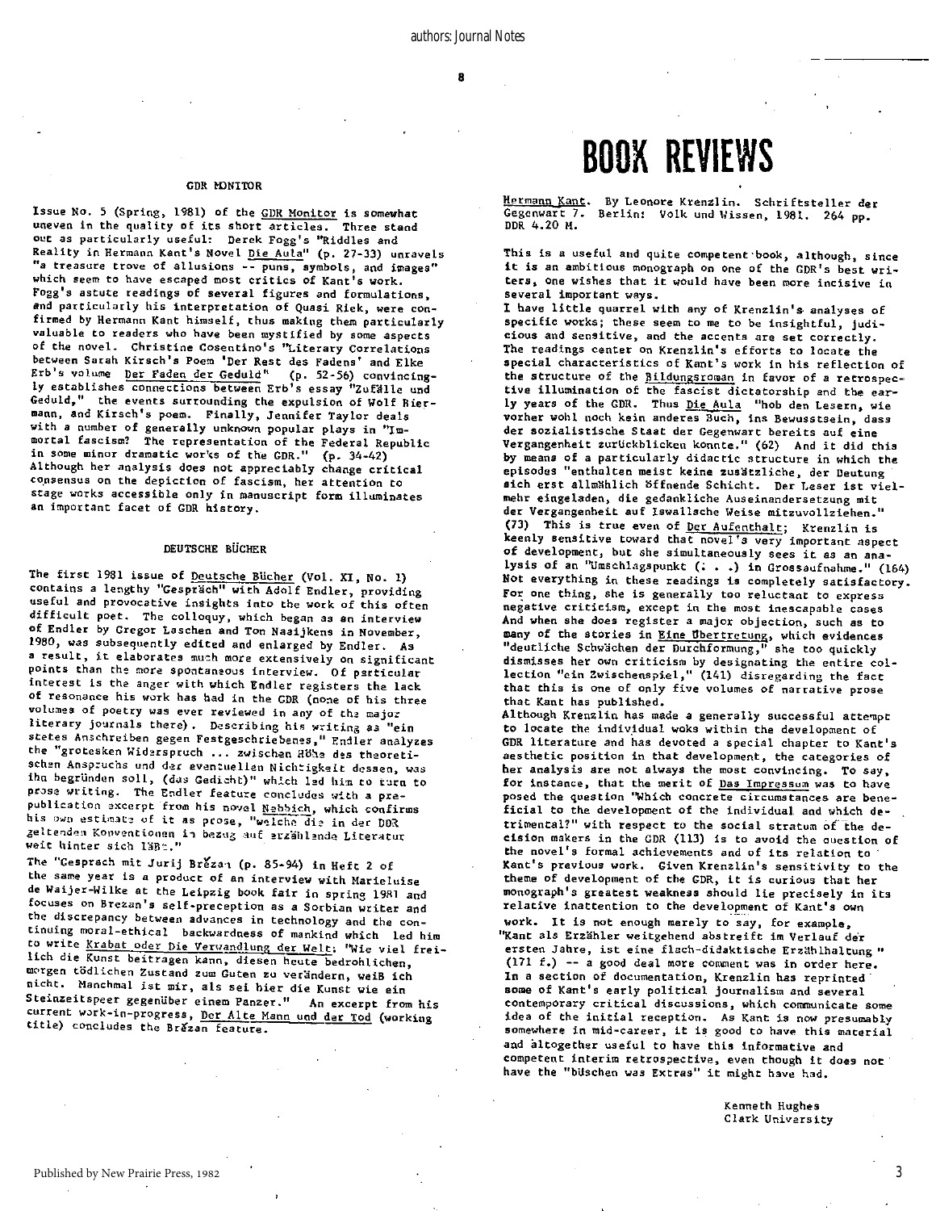## GDR MONITOR

Issue No. 5 (Spring, 1981) of the GDR Monitor is somewhat uneven in the quality of its short articles. Three stand out as particularly useful: Derek Fogg's "Riddles and Reality in Hermann Kant's Novel Die Aula" (p. 27-33) unravels "a treasure trove of allusions -- puns, symbols, and images" which seem to have escaped most critics of Kant's work. Fogg's astute readings of several figures and formulations, and particularly his interpretation of Quasi Riek, were confirmed by Hermann Kant himself, thus making them particularly valuable to readers who have been mystified by some aspects of the novel. Christine Cosentino's "Literary Correlations between Sarah Kirsch's Poem 'Der Rest des Fadens' and Elke Erb's volume Der Faden der Geduld" (p. 52-56) convincingly establishes connections between Erb's essay "Zufälle und Geduld," the events surrounding the expulsion of Wolf Biermann, and Kirsch's poem. Finally, Jennifer Taylor deals with a number of generally unknown popular plays in "Immortal fascism? The representation of the Federal Republic in some minor dramatic works of the GDR." (p. 34-42) Although her analysis does not appreciably change critical consensus on the depiction of fascism, her attention to stage works accessible only in manuscript form illuminates an important facet of GDR history.

## DEUTSCHE BÜCHER

The first 1981 issue of Deutsche Bücher (Vol. XI, No. 1) contains a lengthy "Gespräch" with Adolf Endler, providing useful and provocative insights into the work of this often difficult poet. The colloquy, which began as an interview of Endler by Gregor Laschen and Ton Naaijkens in November, 1980, was subsequently edited and enlarged by Endler. As a result, it elaborates much more extensively on significant points than the more spontaneous interview. Of particular interest is the anger with which Endler registers the lack of resonance his work has had in the GDR (none of his three volumes of poetry was ever reviewed in any of the major literary journals there). Describing his writing as "ein stetes Anschreiben gegen Festgeschriebenes," Endler analyzes the "grotesken Widerspruch ... zwischen Höhe des theoretischen Anspruchs und der eventuellen Nichtigkeit dessen, was ihn begründen soll, (das Gedicht)" which led him to turn to prose writing. The Endler feature concludes with a prepublication excerpt from his novel Nebbich, which confirms his own estimate of it as prose, "welche die in der DDR geltenden Konventionen in bezug auf erzählende Literatur weit hinter sich läßt."

The "Gesprach mit Jurij Brězan (p. 85-94) in Heft 2 of the same year is a product of an interview with Marieluise de Waijer-Wilke at the Leipzig book fair in spring 1981 and focuses on Brezan's self-preception as a Sorbian writer and the discrepancy between advances in technology and the continuing moral-ethical backwardness of mankind which led him to write Krabat oder Die Verwandlung der Welt: "Wie viel freilich die Kunst beitragen kann, diesen heute bedrohlichen, morgen tödlichen Zustand zum Guten zu verändern, weiß ich nicht. Manchmal ist mir, als sei hier die Kunst wie ein Steinzeitspeer gegenüber einem Panzer." An excerpt from his current work-in-progress, Der Alte Mann und der Tod (working title) concludes the Brězan feature.

# BOOK REVIEWS

Hermann Kant. By Leonore Krenzlin. Schriftsteller der Gegenwart 7. Berlin: Volk und Wissen, 1981. 264 pp. DDR 4.20 M.

This is a useful and quite competent book, although, since it is an ambitious monograph on one of the GDR's best writers, one wishes that it would have been more incisive in several important ways.

I have little quarrel with any of Krenzlin's analyses of specific works; these seem to me to be insightful, judicious and sensitive, and the accents are set correctly. The readings center on Krenzlin's efforts to locate the special characteristics of Kant's work in his reflection of the structure of the Bildungsroman in favor of a retrospective illumination of the fascist dictatorship and the early years of the GDR. Thus Die Aula "hob den Lesern, wie vorher wohl noch kein anderes Buch, ins Bewusstsein, dass der sozialistische Staat der Gegenwart bereits auf eine Vergangenheit zurückblicken konnte." (62) And it did this by means of a particularly didactic structure in which the episodes "enthalten meist keine zusätzliche, der Deutung sich erst allmählich öffnende Schicht. Der Leser ist vielmehr eingeladen, die gedankliche Auseinandersetzung mit der Vergangenheit auf Iswallsche Weise mitzuvollziehen." (73) This is true even of Der Aufenthalt; Krenzlin is keenly sensitive toward that novel's very important aspect of development, but she simultaneously sees it as an analysis of an "Umschlagspunkt (. . .) in Grossaufnahme." (164) Not everything in these readings is completely satisfactory. For one thing, she is generally too reluctant to express negative criticism, except in the most inescapable cases And when she does register a major objection, such as to many of the stories in Eine Übertretung, which evidences "deutliche Schwächen der Durchformung," she too quickly dismisses her own criticism by designating the entire collection "ein Zwischenspiel," (141) disregarding the fact that this is one of only five volumes of narrative prose that Kant has published.

Although Krenzlin has made a generally successful attempt to locate the individual woks within the development of GDR literature and has devoted a special chapter to Kant's aesthetic position in that development, the categories of her analysis are not always the most convincing. To say, for instance, that the merit of Das Impressum was to have posed the question "Which concrete circumstances are beneficial to the development of the individual and which detrimental?" with respect to the social stratum of the decision makers in the GDR (113) is to avoid the question of the novel's formal achievements and of its relation to Kant's previous work. Given Krenzlin's sensitivity to the theme of development of the GDR, it is curious that her monograph's greatest weakness should lie precisely in its relative inattention to the development of Kant's own work. It is not enough merely to say, for example, "Kant als Erzähler weitgehend abstreift im Verlauf der ersten Jahre, ist eine flach-didaktische Erzählhaltung " (171 f.) -- a good deal more comment was in order here. In a section of documentation, Krenzlin has reprinted some of Kant's early political journalism and several contemporary critical discussions, which communicate some idea of the initial reception. As Kant is now presumably somewhere in mid-career, it is good to have this material and altogether useful to have this informative and competent interim retrospective, even though it does not have the "bischen was Extras" it might have had.

Kenneth Hughes
Clark University